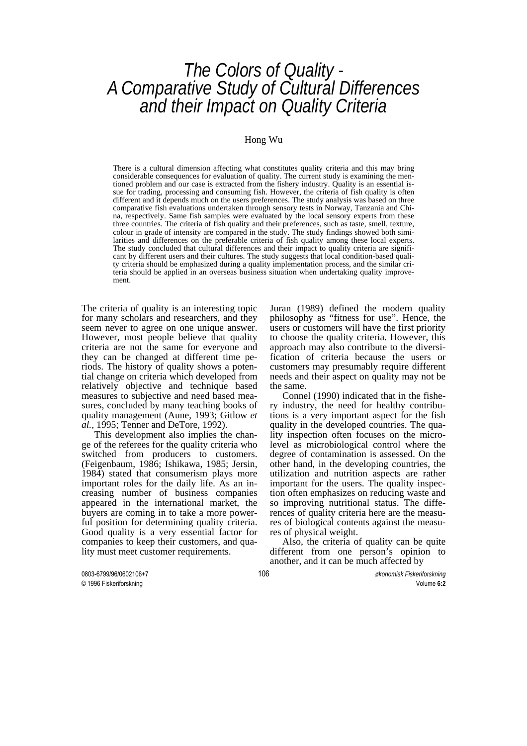# The Colors of Quality - A Comparative Study of Cultural Differences and their Impact on Quality Criteria

Hong Wu

There is a cultural dimension affecting what constitutes quality criteria and this may bring considerable consequences for evaluation of quality. The current study is examining the mentioned problem and our case is extracted from the fishery industry. Quality is an essential issue for trading, processing and consuming fish. However, the criteria of fish quality is often different and it depends much on the users preferences. The study analysis was based on three comparative fish evaluations undertaken through sensory tests in Norway, Tanzania and China, respectively. Same fish samples were evaluated by the local sensory experts from these three countries. The criteria of fish quality and their preferences, such as taste, smell, texture, colour in grade of intensity are compared in the study. The study findings showed both similarities and differences on the preferable criteria of fish quality among these local experts. The study concluded that cultural differences and their impact to quality criteria are significant by different users and their cultures. The study suggests that local condition-based quality criteria should be emphasized during a quality implementation process, and the similar criteria should be applied in an overseas business situation when undertaking quality improvement.

The criteria of quality is an interesting topic for many scholars and researchers, and they seem never to agree on one unique answer. However, most people believe that quality criteria are not the same for everyone and they can be changed at different time periods. The history of quality shows a potential change on criteria which developed from relatively objective and technique based measures to subjective and need based measures, concluded by many teaching books of quality management (Aune, 1993; Gitlow *et al.*, 1995; Tenner and DeTore, 1992).

This development also implies the change of the referees for the quality criteria who switched from producers to customers. (Feigenbaum, 1986; Ishikawa, 1985; Jersin, 1984) stated that consumerism plays more important roles for the daily life. As an increasing number of business companies appeared in the international market, the buyers are coming in to take a more powerful position for determining quality criteria. Good quality is a very essential factor for companies to keep their customers, and quality must meet customer requirements.

Juran (1989) defined the modern quality philosophy as "fitness for use". Hence, the users or customers will have the first priority to choose the quality criteria. However, this approach may also contribute to the diversification of criteria because the users or customers may presumably require different needs and their aspect on quality may not be the same.

Connel (1990) indicated that in the fishery industry, the need for healthy contributions is a very important aspect for the fish quality in the developed countries. The quality inspection often focuses on the micro-level as microbiological control where the degree of contamination is assessed. On the other hand, in the developing countries, the utilization and nutrition aspects are rather important for the users. The quality inspection often emphasizes on reducing waste and so improving nutritional status. The differences of quality criteria here are the measures of biological contents against the measures of physical weight.

Also, the criteria of quality can be quite different from one person's opinion to another, and it can be much affected by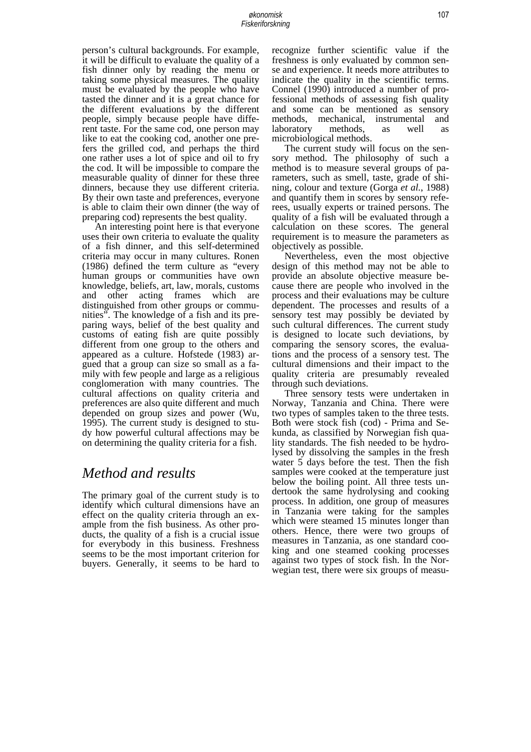person's cultural backgrounds. For example, it will be difficult to evaluate the quality of a fish dinner only by reading the menu or taking some physical measures. The quality must be evaluated by the people who have tasted the dinner and it is a great chance for the different evaluations by the different people, simply because people have different taste. For the same cod, one person may like to eat the cooking cod, another one prefers the grilled cod, and perhaps the third one rather uses a lot of spice and oil to fry the cod. It will be impossible to compare the measurable quality of dinner for these three dinners, because they use different criteria. By their own taste and preferences, everyone is able to claim their own dinner (the way of preparing cod) represents the best quality.

An interesting point here is that everyone uses their own criteria to evaluate the quality of a fish dinner, and this self-determined criteria may occur in many cultures. Ronen (1986) defined the term culture as "every human groups or communities have own knowledge, beliefs, art, law, morals, customs and other acting frames which are distinguished from other groups or communities". The knowledge of a fish and its preparing ways, belief of the best quality and customs of eating fish are quite possibly different from one group to the others and appeared as a culture. Hofstede (1983) argued that a group can size so small as a family with few people and large as a religious conglomeration with many countries. The cultural affections on quality criteria and preferences are also quite different and much depended on group sizes and power (Wu, 1995). The current study is designed to study how powerful cultural affections may be on determining the quality criteria for a fish.

## Method and results

The primary goal of the current study is to identify which cultural dimensions have an effect on the quality criteria through an example from the fish business. As other products, the quality of a fish is a crucial issue for everybody in this business. Freshness seems to be the most important criterion for buyers. Generally, it seems to be hard to recognize further scientific value if the freshness is only evaluated by common sense and experience. It needs more attributes to indicate the quality in the scientific terms. Connel (1990) introduced a number of professional methods of assessing fish quality and some can be mentioned as sensory methods, mechanical, instrumental and laboratory methods, as well as microbiological methods.

The current study will focus on the sensory method. The philosophy of such a method is to measure several groups of parameters, such as smell, taste, grade of shining, colour and texture (Gorga *et al.*, 1988) and quantify them in scores by sensory referees, usually experts or trained persons. The quality of a fish will be evaluated through a calculation on these scores. The general requirement is to measure the parameters as objectively as possible.

Nevertheless, even the most objective design of this method may not be able to provide an absolute objective measure because there are people who involved in the process and their evaluations may be culture dependent. The processes and results of a sensory test may possibly be deviated by such cultural differences. The current study is designed to locate such deviations, by comparing the sensory scores, the evaluations and the process of a sensory test. The cultural dimensions and their impact to the quality criteria are presumably revealed through such deviations.

Three sensory tests were undertaken in Norway, Tanzania and China. There were two types of samples taken to the three tests. Both were stock fish (cod) - Prima and Sekunda, as classified by Norwegian fish quality standards. The fish needed to be hydrolysed by dissolving the samples in the fresh water 5 days before the test. Then the fish samples were cooked at the temperature just below the boiling point. All three tests undertook the same hydrolysing and cooking process. In addition, one group of measures in Tanzania were taking for the samples which were steamed 15 minutes longer than others. Hence, there were two groups of measures in Tanzania, as one standard cooking and one steamed cooking processes against two types of stock fish. In the Norwegian test, there were six groups of measu-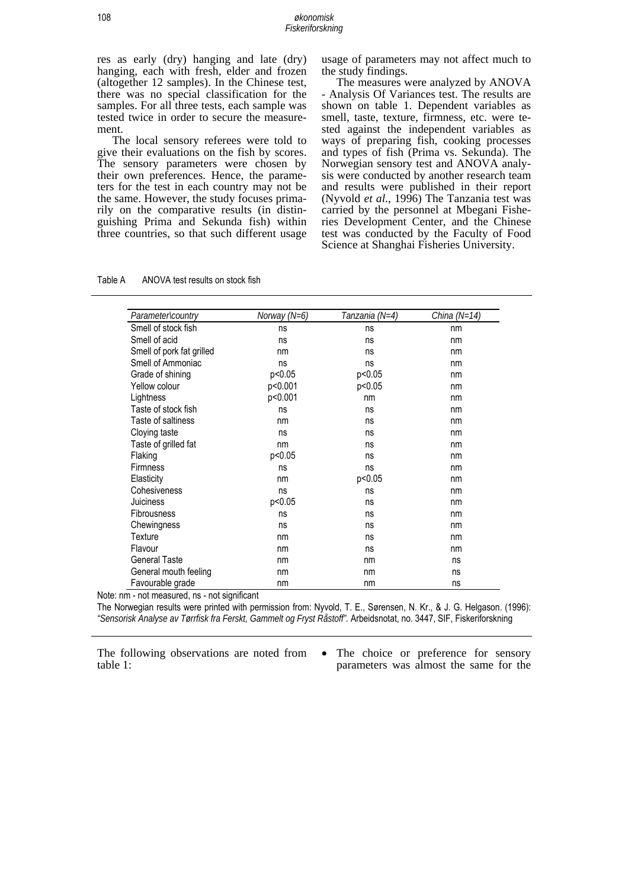res as early (dry) hanging and late (dry) hanging, each with fresh, elder and frozen (altogether 12 samples). In the Chinese test, there was no special classification for the samples. For all three tests, each sample was tested twice in order to secure the measurement.

The local sensory referees were told to give their evaluations on the fish by scores. The sensory parameters were chosen by their own preferences. Hence, the parameters for the test in each country may not be the same. However, the study focuses primarily on the comparative results (in distinguishing Prima and Sekunda fish) within three countries, so that such different usage usage of parameters may not affect much to the study findings.

The measures were analyzed by ANOVA - Analysis Of Variances test. The results are shown on table 1. Dependent variables as smell, taste, texture, firmness, etc. were tested against the independent variables as ways of preparing fish, cooking processes and types of fish (Prima vs. Sekunda). The Norwegian sensory test and ANOVA analysis were conducted by another research team and results were published in their report (Nyvold *et al*., 1996) The Tanzania test was carried by the personnel at Mbegani Fisheries Development Center, and the Chinese test was conducted by the Faculty of Food Science at Shanghai Fisheries University.

Table A ANOVA test results on stock fish

| *Parameter\country* | *Norway (N=6)* | *Tanzania (N=4)* | *China (N=14)* |
|---|---|---|---|
| Smell of stock fish | ns | ns | nm |
| Smell of acid | ns | ns | nm |
| Smell of pork fat grilled | nm | ns | nm |
| Smell of Ammoniac | ns | ns | nm |
| Grade of shining | p<0.05 | p<0.05 | nm |
| Yellow colour | p<0.001 | p<0.05 | nm |
| Lightness | p<0.001 | nm | nm |
| Taste of stock fish | ns | ns | nm |
| Taste of saltiness | nm | ns | nm |
| Cloying taste | ns | ns | nm |
| Taste of grilled fat | nm | ns | nm |
| Flaking | p<0.05 | ns | nm |
| Firmness | ns | ns | nm |
| Elasticity | nm | p<0.05 | nm |
| Cohesiveness | ns | ns | nm |
| Juiciness | p<0.05 | ns | nm |
| Fibrousness | ns | ns | nm |
| Chewingness | ns | ns | nm |
| Texture | nm | ns | nm |
| Flavour | nm | ns | nm |
| General Taste | nm | nm | ns |
| General mouth feeling | nm | nm | ns |
| Favourable grade | nm | nm | ns |

Note: nm - not measured, ns - not significant

The Norwegian results were printed with permission from: Nyvold, T. E., Sørensen, N. Kr., & J. G. Helgason. (1996): *"Sensorisk Analyse av Tørrfisk fra Ferskt, Gammelt og Fryst Råstoff".* Arbeidsnotat, no. 3447, SIF, Fiskeriforskning

The following observations are noted from table 1:

- The choice or preference for sensory parameters was almost the same for the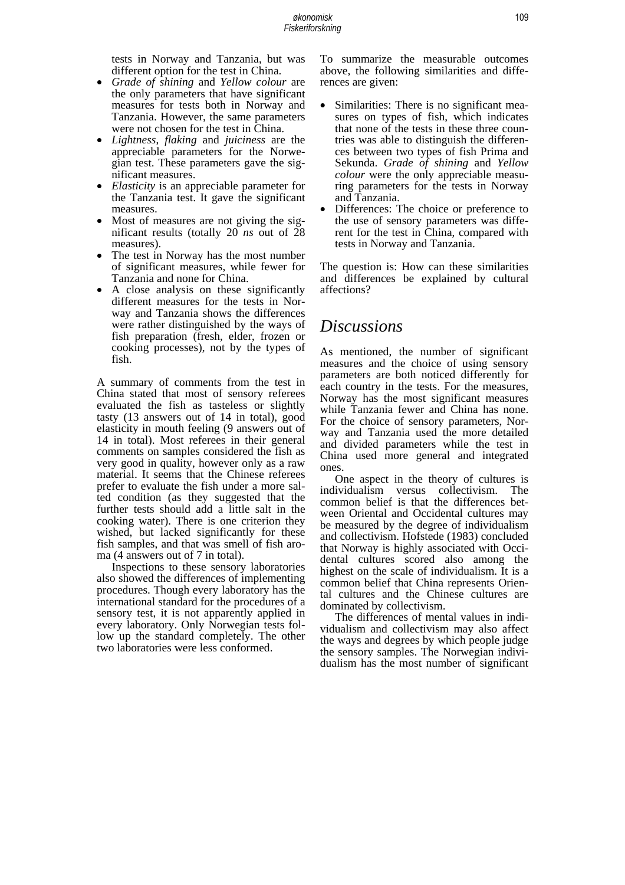tests in Norway and Tanzania, but was different option for the test in China.

- *Grade of shining* and *Yellow colour* are the only parameters that have significant measures for tests both in Norway and Tanzania. However, the same parameters were not chosen for the test in China.
- *Lightness, flaking* and *juiciness* are the appreciable parameters for the Norwegian test. These parameters gave the significant measures.
- *Elasticity* is an appreciable parameter for the Tanzania test. It gave the significant measures.
- Most of measures are not giving the significant results (totally 20 *ns* out of 28 measures).
- The test in Norway has the most number of significant measures, while fewer for Tanzania and none for China.
- A close analysis on these significantly different measures for the tests in Norway and Tanzania shows the differences were rather distinguished by the ways of fish preparation (fresh, elder, frozen or cooking processes), not by the types of fish.

A summary of comments from the test in China stated that most of sensory referees evaluated the fish as tasteless or slightly tasty (13 answers out of 14 in total), good elasticity in mouth feeling (9 answers out of 14 in total). Most referees in their general comments on samples considered the fish as very good in quality, however only as a raw material. It seems that the Chinese referees prefer to evaluate the fish under a more salted condition (as they suggested that the further tests should add a little salt in the cooking water). There is one criterion they wished, but lacked significantly for these fish samples, and that was smell of fish aroma (4 answers out of 7 in total).

Inspections to these sensory laboratories also showed the differences of implementing procedures. Though every laboratory has the international standard for the procedures of a sensory test, it is not apparently applied in every laboratory. Only Norwegian tests follow up the standard completely. The other two laboratories were less conformed.

To summarize the measurable outcomes above, the following similarities and differences are given:

- Similarities: There is no significant measures on types of fish, which indicates that none of the tests in these three countries was able to distinguish the differences between two types of fish Prima and Sekunda. *Grade of shining* and *Yellow colour* were the only appreciable measuring parameters for the tests in Norway and Tanzania.
- Differences: The choice or preference to the use of sensory parameters was different for the test in China, compared with tests in Norway and Tanzania.

The question is: How can these similarities and differences be explained by cultural affections?

## *Discussions*

As mentioned, the number of significant measures and the choice of using sensory parameters are both noticed differently for each country in the tests. For the measures, Norway has the most significant measures while Tanzania fewer and China has none. For the choice of sensory parameters, Norway and Tanzania used the more detailed and divided parameters while the test in China used more general and integrated ones.

One aspect in the theory of cultures is individualism versus collectivism. The common belief is that the differences between Oriental and Occidental cultures may be measured by the degree of individualism and collectivism. Hofstede (1983) concluded that Norway is highly associated with Occidental cultures scored also among the highest on the scale of individualism. It is a common belief that China represents Oriental cultures and the Chinese cultures are dominated by collectivism.

The differences of mental values in individualism and collectivism may also affect the ways and degrees by which people judge the sensory samples. The Norwegian individualism has the most number of significant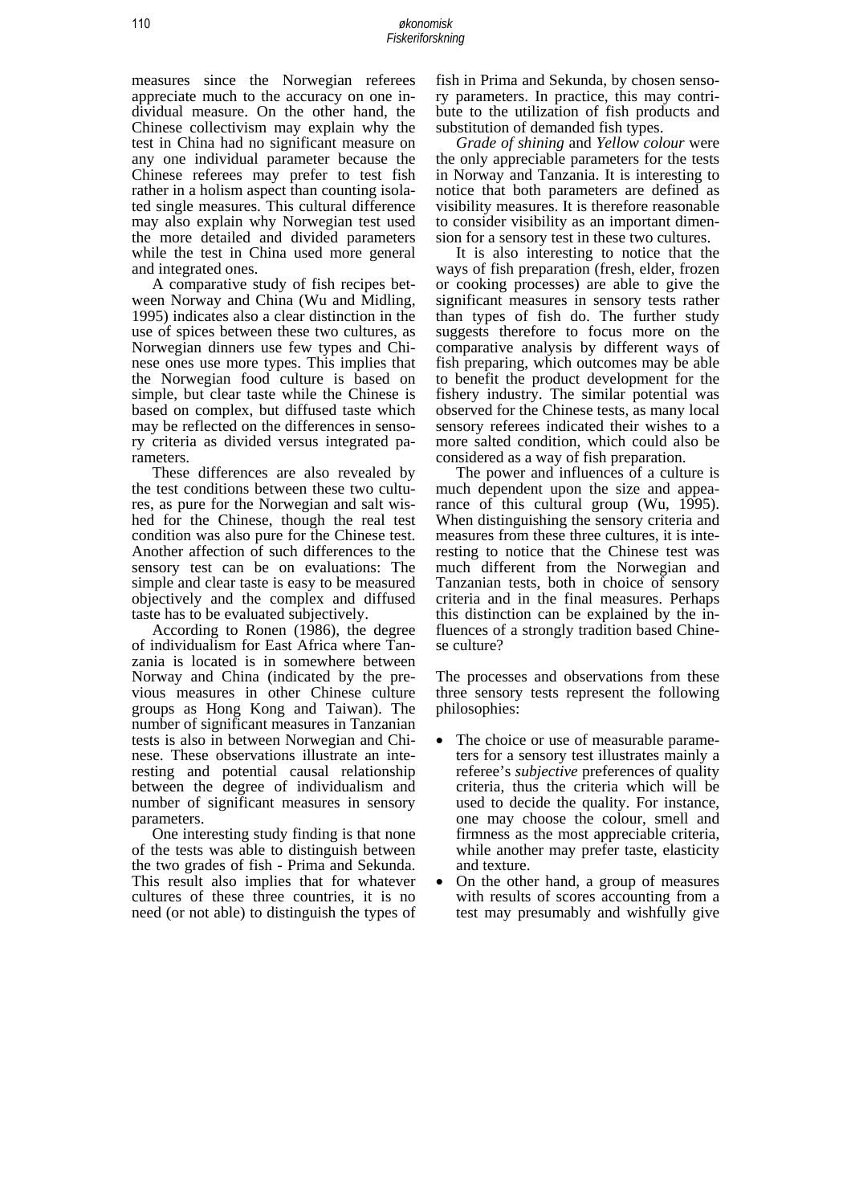measures since the Norwegian referees appreciate much to the accuracy on one individual measure. On the other hand, the Chinese collectivism may explain why the test in China had no significant measure on any one individual parameter because the Chinese referees may prefer to test fish rather in a holism aspect than counting isolated single measures. This cultural difference may also explain why Norwegian test used the more detailed and divided parameters while the test in China used more general and integrated ones.

A comparative study of fish recipes between Norway and China (Wu and Midling, 1995) indicates also a clear distinction in the use of spices between these two cultures, as Norwegian dinners use few types and Chinese ones use more types. This implies that the Norwegian food culture is based on simple, but clear taste while the Chinese is based on complex, but diffused taste which may be reflected on the differences in sensory criteria as divided versus integrated parameters.

These differences are also revealed by the test conditions between these two cultures, as pure for the Norwegian and salt wished for the Chinese, though the real test condition was also pure for the Chinese test. Another affection of such differences to the sensory test can be on evaluations: The simple and clear taste is easy to be measured objectively and the complex and diffused taste has to be evaluated subjectively.

According to Ronen (1986), the degree of individualism for East Africa where Tanzania is located is in somewhere between Norway and China (indicated by the previous measures in other Chinese culture groups as Hong Kong and Taiwan). The number of significant measures in Tanzanian tests is also in between Norwegian and Chinese. These observations illustrate an interesting and potential causal relationship between the degree of individualism and number of significant measures in sensory parameters.

One interesting study finding is that none of the tests was able to distinguish between the two grades of fish - Prima and Sekunda. This result also implies that for whatever cultures of these three countries, it is no need (or not able) to distinguish the types of fish in Prima and Sekunda, by chosen sensory parameters. In practice, this may contribute to the utilization of fish products and substitution of demanded fish types.

*Grade of shining* and *Yellow colour* were the only appreciable parameters for the tests in Norway and Tanzania. It is interesting to notice that both parameters are defined as visibility measures. It is therefore reasonable to consider visibility as an important dimension for a sensory test in these two cultures.

It is also interesting to notice that the ways of fish preparation (fresh, elder, frozen or cooking processes) are able to give the significant measures in sensory tests rather than types of fish do. The further study suggests therefore to focus more on the comparative analysis by different ways of fish preparing, which outcomes may be able to benefit the product development for the fishery industry. The similar potential was observed for the Chinese tests, as many local sensory referees indicated their wishes to a more salted condition, which could also be considered as a way of fish preparation.

The power and influences of a culture is much dependent upon the size and appearance of this cultural group (Wu, 1995). When distinguishing the sensory criteria and measures from these three cultures, it is interesting to notice that the Chinese test was much different from the Norwegian and Tanzanian tests, both in choice of sensory criteria and in the final measures. Perhaps this distinction can be explained by the influences of a strongly tradition based Chinese culture?

The processes and observations from these three sensory tests represent the following philosophies:

- The choice or use of measurable parameters for a sensory test illustrates mainly a referee's *subjective* preferences of quality criteria, thus the criteria which will be used to decide the quality. For instance, one may choose the colour, smell and firmness as the most appreciable criteria, while another may prefer taste, elasticity and texture.
- On the other hand, a group of measures with results of scores accounting from a test may presumably and wishfully give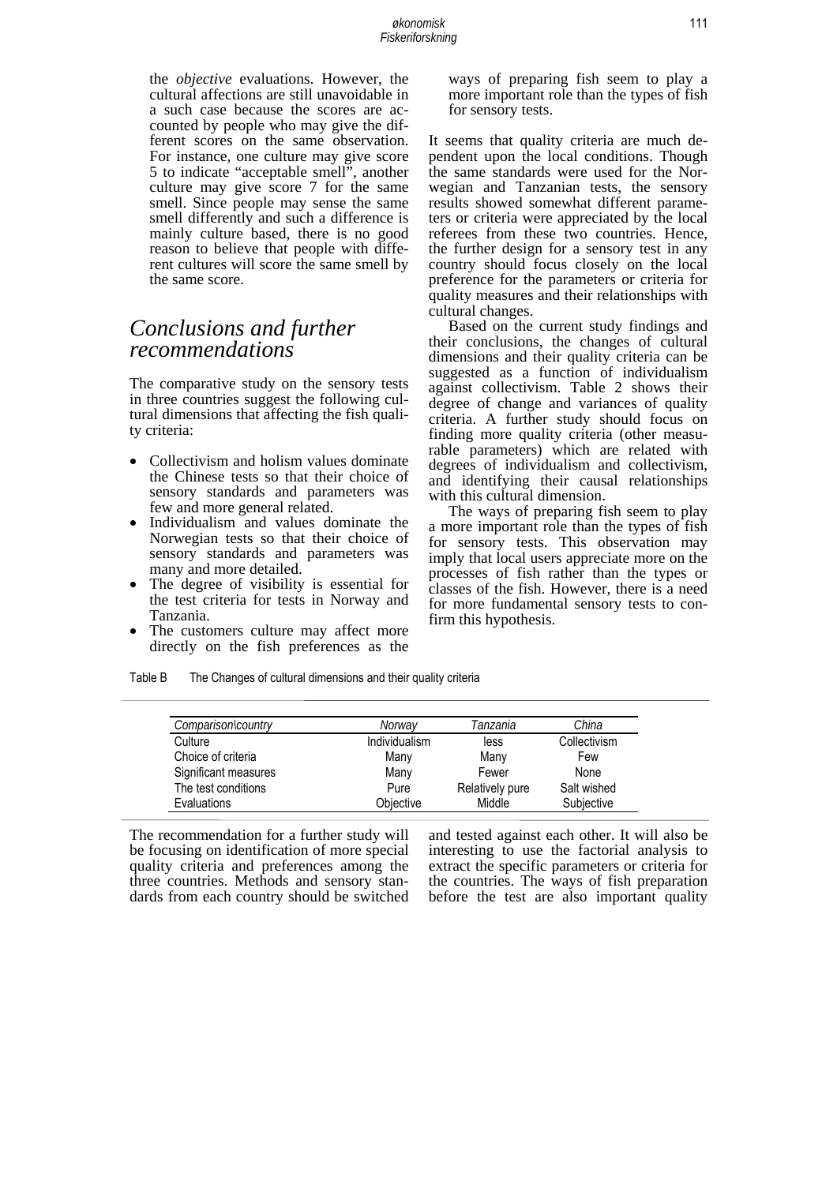the *objective* evaluations. However, the cultural affections are still unavoidable in a such case because the scores are accounted by people who may give the different scores on the same observation. For instance, one culture may give score 5 to indicate "acceptable smell", another culture may give score 7 for the same smell. Since people may sense the same smell differently and such a difference is mainly culture based, there is no good reason to believe that people with different cultures will score the same smell by the same score.

## *Conclusions and further recommendations*

The comparative study on the sensory tests in three countries suggest the following cultural dimensions that affecting the fish quality criteria:

- Collectivism and holism values dominate the Chinese tests so that their choice of sensory standards and parameters was few and more general related.
- Individualism and values dominate the Norwegian tests so that their choice of sensory standards and parameters was many and more detailed.
- The degree of visibility is essential for the test criteria for tests in Norway and Tanzania.
- The customers culture may affect more directly on the fish preferences as the ways of preparing fish seem to play a more important role than the types of fish for sensory tests.

It seems that quality criteria are much dependent upon the local conditions. Though the same standards were used for the Norwegian and Tanzanian tests, the sensory results showed somewhat different parameters or criteria were appreciated by the local referees from these two countries. Hence, the further design for a sensory test in any country should focus closely on the local preference for the parameters or criteria for quality measures and their relationships with cultural changes.

Based on the current study findings and their conclusions, the changes of cultural dimensions and their quality criteria can be suggested as a function of individualism against collectivism. Table 2 shows their degree of change and variances of quality criteria. A further study should focus on finding more quality criteria (other measurable parameters) which are related with degrees of individualism and collectivism, and identifying their causal relationships with this cultural dimension.

The ways of preparing fish seem to play a more important role than the types of fish for sensory tests. This observation may imply that local users appreciate more on the processes of fish rather than the types or classes of the fish. However, there is a need for more fundamental sensory tests to confirm this hypothesis.

Table B The Changes of cultural dimensions and their quality criteria

| *Comparison\country* | *Norway* | *Tanzania* | *China* |
|---|---|---|---|
| Culture | Individualism | less | Collectivism |
| Choice of criteria | Many | Many | Few |
| Significant measures | Many | Fewer | None |
| The test conditions | Pure | Relatively pure | Salt wished |
| Evaluations | Objective | Middle | Subjective |

The recommendation for a further study will be focusing on identification of more special quality criteria and preferences among the three countries. Methods and sensory standards from each country should be switched and tested against each other. It will also be interesting to use the factorial analysis to extract the specific parameters or criteria for the countries. The ways of fish preparation before the test are also important quality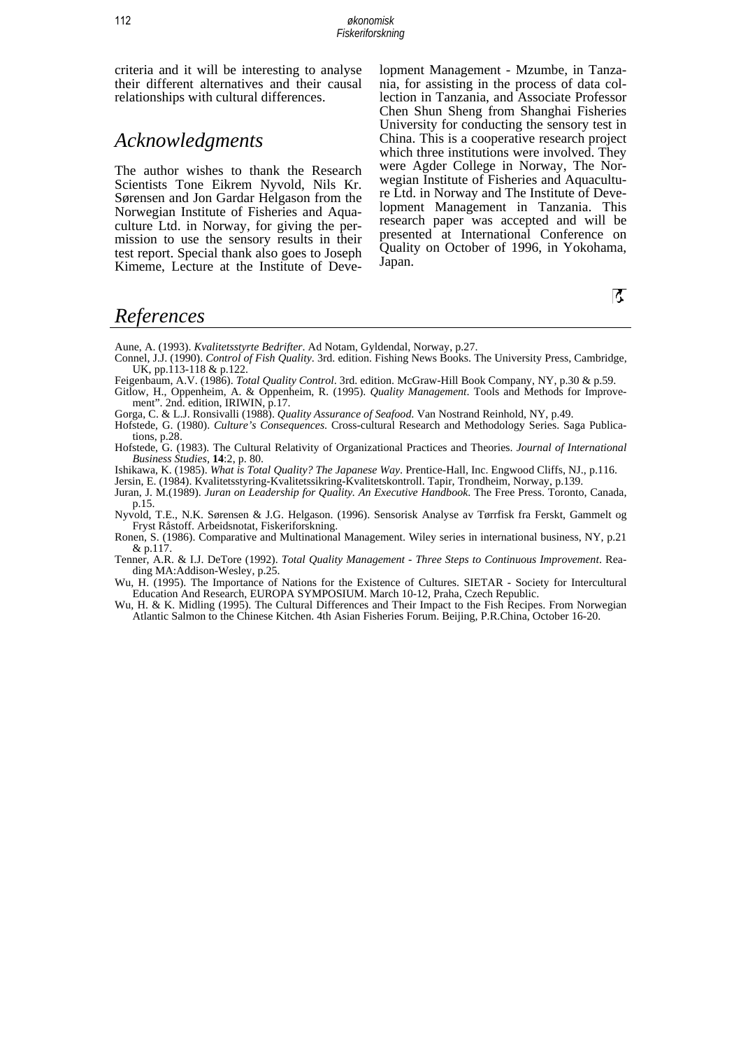criteria and it will be interesting to analyse their different alternatives and their causal relationships with cultural differences.

## *Acknowledgments*

The author wishes to thank the Research Scientists Tone Eikrem Nyvold, Nils Kr. Sørensen and Jon Gardar Helgason from the Norwegian Institute of Fisheries and Aquaculture Ltd. in Norway, for giving the permission to use the sensory results in their test report. Special thank also goes to Joseph Kimeme, Lecture at the Institute of Development Management - Mzumbe, in Tanzania, for assisting in the process of data collection in Tanzania, and Associate Professor Chen Shun Sheng from Shanghai Fisheries University for conducting the sensory test in China. This is a cooperative research project which three institutions were involved. They were Agder College in Norway, The Norwegian Institute of Fisheries and Aquaculture Ltd. in Norway and The Institute of Development Management in Tanzania. This research paper was accepted and will be presented at International Conference on Quality on October of 1996, in Yokohama, Japan.

## *References*

Aune, A. (1993). *Kvalitetsstyrte Bedrifter*. Ad Notam, Gyldendal, Norway, p.27.

Connel, J.J. (1990). *Control of Fish Quality*. 3rd. edition. Fishing News Books. The University Press, Cambridge, UK, pp.113-118 & p.122.

Feigenbaum, A.V. (1986). *Total Quality Control*. 3rd. edition. McGraw-Hill Book Company, NY, p.30 & p.59.

Gitlow, H., Oppenheim, A. & Oppenheim, R. (1995). *Quality Management*. Tools and Methods for Improvement". 2nd. edition, IRIWIN, p.17.

Gorga, C. & L.J. Ronsivalli (1988). *Quality Assurance of Seafood*. Van Nostrand Reinhold, NY, p.49.

Hofstede, G. (1980). *Culture's Consequences*. Cross-cultural Research and Methodology Series. Saga Publications, p.28.

Hofstede, G. (1983). The Cultural Relativity of Organizational Practices and Theories. *Journal of International Business Studies*, **14**:2, p. 80.

Ishikawa, K. (1985). *What is Total Quality? The Japanese Way*. Prentice-Hall, Inc. Engwood Cliffs, NJ., p.116.

Jersin, E. (1984). Kvalitetsstyring-Kvalitetssikring-Kvalitetskontroll. Tapir, Trondheim, Norway, p.139.

Juran, J. M.(1989). *Juran on Leadership for Quality. An Executive Handbook*. The Free Press. Toronto, Canada, p.15.

Nyvold, T.E., N.K. Sørensen & J.G. Helgason. (1996). Sensorisk Analyse av Tørrfisk fra Ferskt, Gammelt og Fryst Råstoff. Arbeidsnotat, Fiskeriforskning.

Ronen, S. (1986). Comparative and Multinational Management. Wiley series in international business, NY, p.21 & p.117.

Tenner, A.R. & I.J. DeTore (1992). *Total Quality Management - Three Steps to Continuous Improvement*. Reading MA:Addison-Wesley, p.25.

Wu, H. (1995). The Importance of Nations for the Existence of Cultures. SIETAR - Society for Intercultural Education And Research, EUROPA SYMPOSIUM. March 10-12, Praha, Czech Republic.

Wu, H. & K. Midling (1995). The Cultural Differences and Their Impact to the Fish Recipes. From Norwegian Atlantic Salmon to the Chinese Kitchen. 4th Asian Fisheries Forum. Beijing, P.R.China, October 16-20.